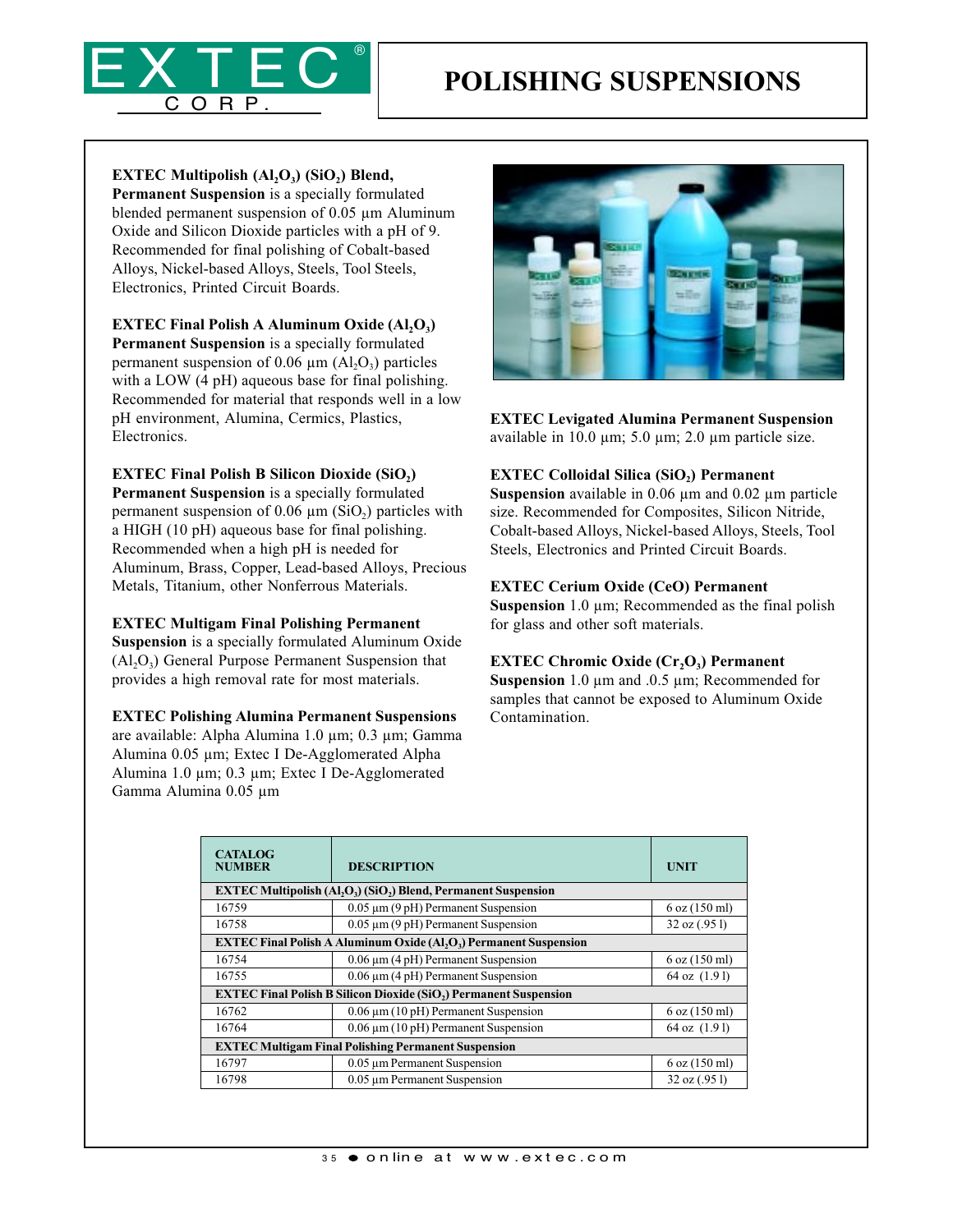# POLISHING SUSPENSIONS

**EXTEC Multipolish ($Al_2O_3$) ($SiO_2$) Blend, Permanent Suspension** is a specially formulated blended permanent suspension of 0.05 µm Aluminum Oxide and Silicon Dioxide particles with a pH of 9. Recommended for final polishing of Cobalt-based Alloys, Nickel-based Alloys, Steels, Tool Steels, Electronics, Printed Circuit Boards.

**EXTEC Final Polish A Aluminum Oxide ($Al_2O_3$) Permanent Suspension** is a specially formulated permanent suspension of 0.06 µm ($Al_2O_3$) particles with a LOW (4 pH) aqueous base for final polishing. Recommended for material that responds well in a low pH environment, Alumina, Cermics, Plastics, Electronics.

**EXTEC Final Polish B Silicon Dioxide ($SiO_2$) Permanent Suspension** is a specially formulated permanent suspension of 0.06 µm ($SiO_2$) particles with a HIGH (10 pH) aqueous base for final polishing. Recommended when a high pH is needed for Aluminum, Brass, Copper, Lead-based Alloys, Precious Metals, Titanium, other Nonferrous Materials.

**EXTEC Multigam Final Polishing Permanent Suspension** is a specially formulated Aluminum Oxide ($Al_2O_3$) General Purpose Permanent Suspension that provides a high removal rate for most materials.

**EXTEC Polishing Alumina Permanent Suspensions** are available: Alpha Alumina 1.0 µm; 0.3 µm; Gamma Alumina 0.05 µm; Extec I De-Agglomerated Alpha Alumina 1.0 µm; 0.3 µm; Extec I De-Agglomerated Gamma Alumina 0.05 µm

**EXTEC Levigated Alumina Permanent Suspension** available in 10.0 µm; 5.0 µm; 2.0 µm particle size.

**EXTEC Colloidal Silica ($SiO_2$) Permanent Suspension** available in 0.06 µm and 0.02 µm particle size. Recommended for Composites, Silicon Nitride, Cobalt-based Alloys, Nickel-based Alloys, Steels, Tool Steels, Electronics and Printed Circuit Boards.

**EXTEC Cerium Oxide (CeO) Permanent Suspension** 1.0 µm; Recommended as the final polish for glass and other soft materials.

**EXTEC Chromic Oxide ($Cr_2O_3$) Permanent Suspension** 1.0 µm and .0.5 µm; Recommended for samples that cannot be exposed to Aluminum Oxide Contamination.

| CATALOG NUMBER | DESCRIPTION | UNIT |
|---|---|---|
| **EXTEC Multipolish ($Al_2O_3$) ($SiO_2$) Blend, Permanent Suspension** | | |
| 16759 | 0.05 µm (9 pH) Permanent Suspension | 6 oz (150 ml) |
| 16758 | 0.05 µm (9 pH) Permanent Suspension | 32 oz (.95 l) |
| **EXTEC Final Polish A Aluminum Oxide ($Al_2O_3$) Permanent Suspension** | | |
| 16754 | 0.06 µm (4 pH) Permanent Suspension | 6 oz (150 ml) |
| 16755 | 0.06 µm (4 pH) Permanent Suspension | 64 oz (1.9 l) |
| **EXTEC Final Polish B Silicon Dioxide ($SiO_2$) Permanent Suspension** | | |
| 16762 | 0.06 µm (10 pH) Permanent Suspension | 6 oz (150 ml) |
| 16764 | 0.06 µm (10 pH) Permanent Suspension | 64 oz (1.9 l) |
| **EXTEC Multigam Final Polishing Permanent Suspension** | | |
| 16797 | 0.05 µm Permanent Suspension | 6 oz (150 ml) |
| 16798 | 0.05 µm Permanent Suspension | 32 oz (.95 l) |

online at www.extec.com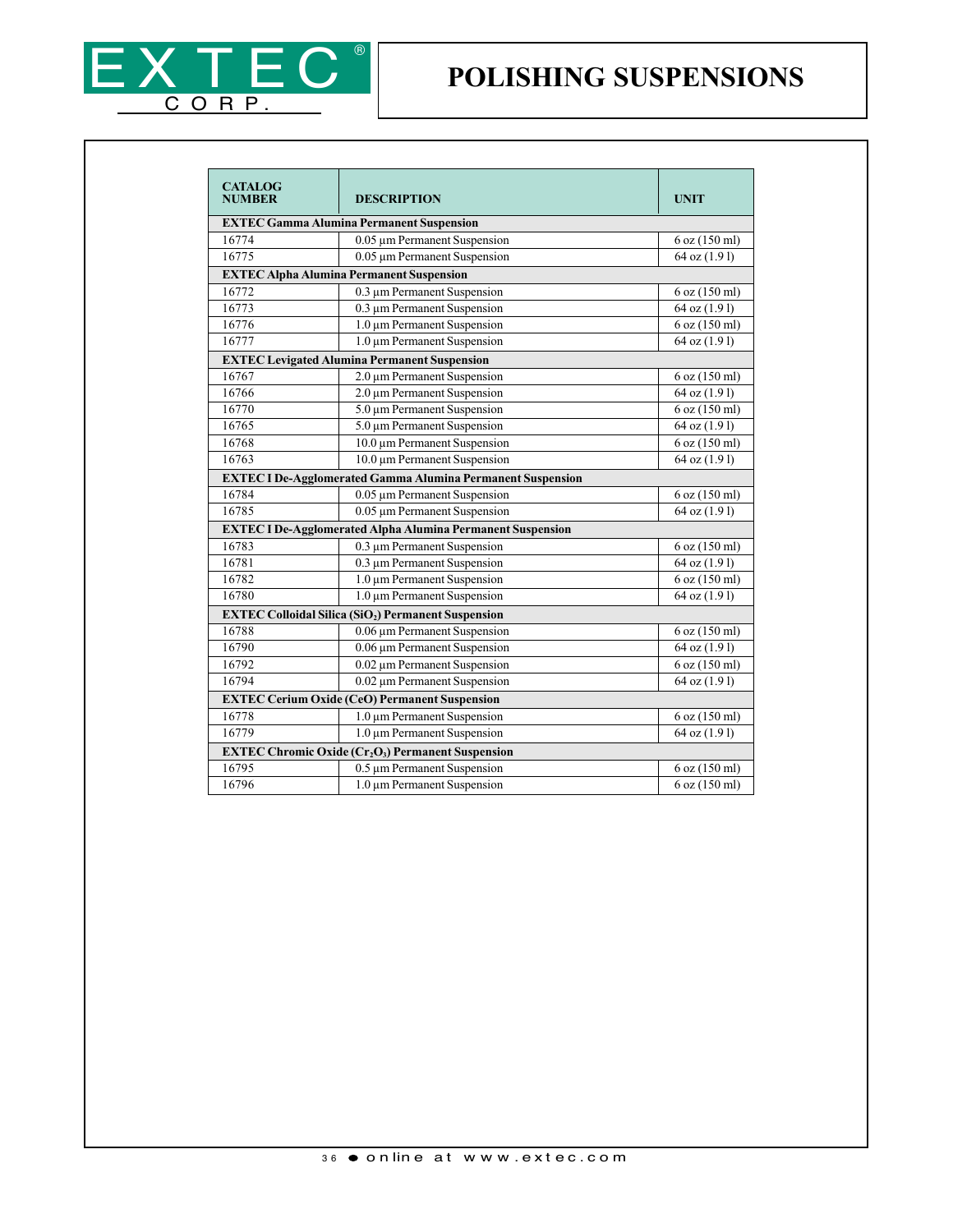# POLISHING SUSPENSIONS

| CATALOG NUMBER | DESCRIPTION | UNIT |
|---|---|---|
| **EXTEC Gamma Alumina Permanent Suspension** | | |
| 16774 | 0.05 µm Permanent Suspension | 6 oz (150 ml) |
| 16775 | 0.05 µm Permanent Suspension | 64 oz (1.9 l) |
| **EXTEC Alpha Alumina Permanent Suspension** | | |
| 16772 | 0.3 µm Permanent Suspension | 6 oz (150 ml) |
| 16773 | 0.3 µm Permanent Suspension | 64 oz (1.9 l) |
| 16776 | 1.0 µm Permanent Suspension | 6 oz (150 ml) |
| 16777 | 1.0 µm Permanent Suspension | 64 oz (1.9 l) |
| **EXTEC Levigated Alumina Permanent Suspension** | | |
| 16767 | 2.0 µm Permanent Suspension | 6 oz (150 ml) |
| 16766 | 2.0 µm Permanent Suspension | 64 oz (1.9 l) |
| 16770 | 5.0 µm Permanent Suspension | 6 oz (150 ml) |
| 16765 | 5.0 µm Permanent Suspension | 64 oz (1.9 l) |
| 16768 | 10.0 µm Permanent Suspension | 6 oz (150 ml) |
| 16763 | 10.0 µm Permanent Suspension | 64 oz (1.9 l) |
| **EXTEC I De-Agglomerated Gamma Alumina Permanent Suspension** | | |
| 16784 | 0.05 µm Permanent Suspension | 6 oz (150 ml) |
| 16785 | 0.05 µm Permanent Suspension | 64 oz (1.9 l) |
| **EXTEC I De-Agglomerated Alpha Alumina Permanent Suspension** | | |
| 16783 | 0.3 µm Permanent Suspension | 6 oz (150 ml) |
| 16781 | 0.3 µm Permanent Suspension | 64 oz (1.9 l) |
| 16782 | 1.0 µm Permanent Suspension | 6 oz (150 ml) |
| 16780 | 1.0 µm Permanent Suspension | 64 oz (1.9 l) |
| **EXTEC Colloidal Silica ($SiO_2$) Permanent Suspension** | | |
| 16788 | 0.06 µm Permanent Suspension | 6 oz (150 ml) |
| 16790 | 0.06 µm Permanent Suspension | 64 oz (1.9 l) |
| 16792 | 0.02 µm Permanent Suspension | 6 oz (150 ml) |
| 16794 | 0.02 µm Permanent Suspension | 64 oz (1.9 l) |
| **EXTEC Cerium Oxide (CeO) Permanent Suspension** | | |
| 16778 | 1.0 µm Permanent Suspension | 6 oz (150 ml) |
| 16779 | 1.0 µm Permanent Suspension | 64 oz (1.9 l) |
| **EXTEC Chromic Oxide ($Cr_2O_3$) Permanent Suspension** | | |
| 16795 | 0.5 µm Permanent Suspension | 6 oz (150 ml) |
| 16796 | 1.0 µm Permanent Suspension | 6 oz (150 ml) |